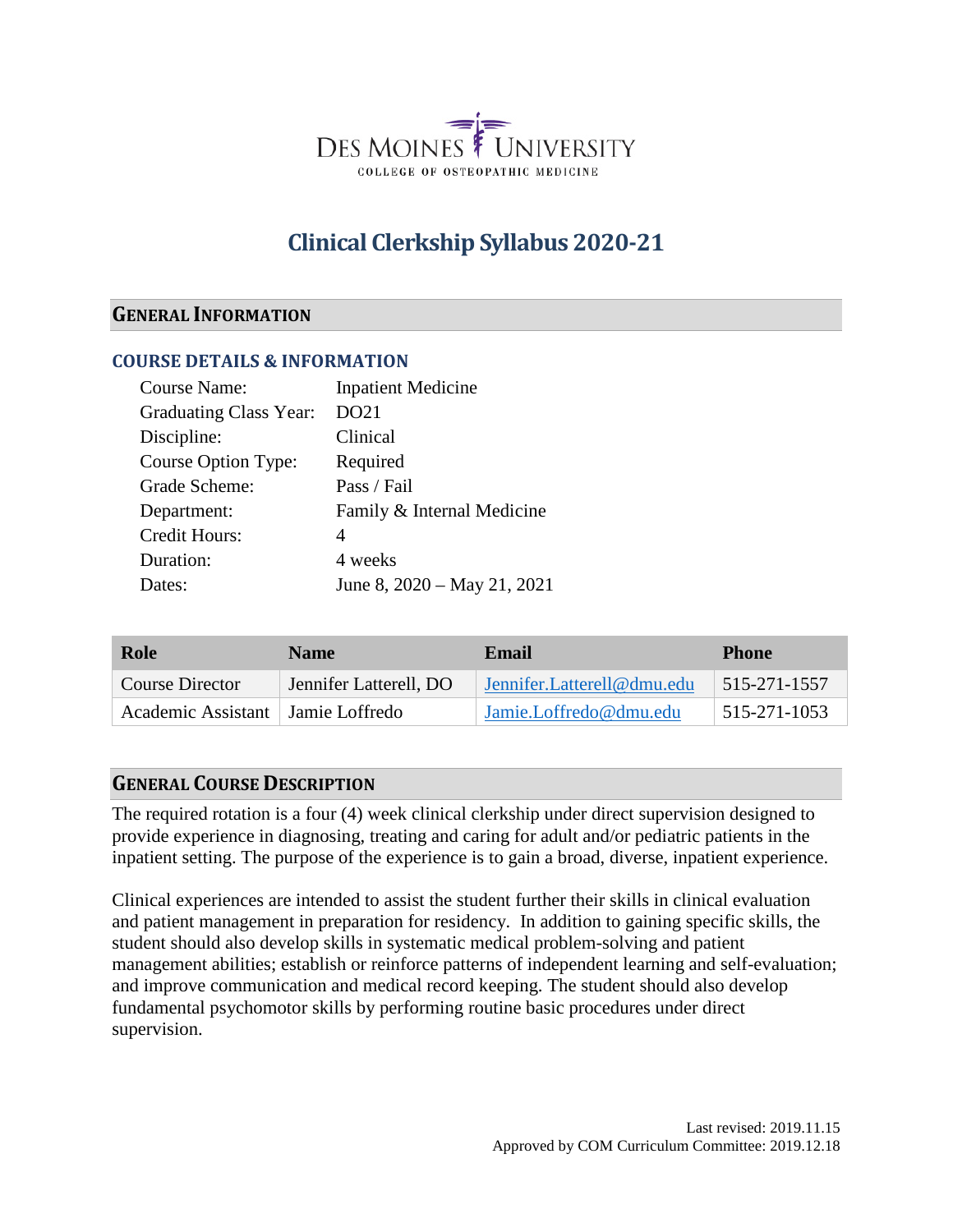DES MOINES UNIVERSITY
COLLEGE OF OSTEOPATHIC MEDICINE

# Clinical Clerkship Syllabus 2020-21

## GENERAL INFORMATION

### COURSE DETAILS & INFORMATION

| | |
|---|---|
| Course Name: | Inpatient Medicine |
| Graduating Class Year: | DO21 |
| Discipline: | Clinical |
| Course Option Type: | Required |
| Grade Scheme: | Pass / Fail |
| Department: | Family & Internal Medicine |
| Credit Hours: | 4 |
| Duration: | 4 weeks |
| Dates: | June 8, 2020 – May 21, 2021 |

| Role | Name | Email | Phone |
|---|---|---|---|
| Course Director | Jennifer Latterell, DO | Jennifer.Latterell@dmu.edu | 515-271-1557 |
| Academic Assistant | Jamie Loffredo | Jamie.Loffredo@dmu.edu | 515-271-1053 |

## GENERAL COURSE DESCRIPTION

The required rotation is a four (4) week clinical clerkship under direct supervision designed to provide experience in diagnosing, treating and caring for adult and/or pediatric patients in the inpatient setting. The purpose of the experience is to gain a broad, diverse, inpatient experience.

Clinical experiences are intended to assist the student further their skills in clinical evaluation and patient management in preparation for residency. In addition to gaining specific skills, the student should also develop skills in systematic medical problem-solving and patient management abilities; establish or reinforce patterns of independent learning and self-evaluation; and improve communication and medical record keeping. The student should also develop fundamental psychomotor skills by performing routine basic procedures under direct supervision.

Last revised: 2019.11.15
Approved by COM Curriculum Committee: 2019.12.18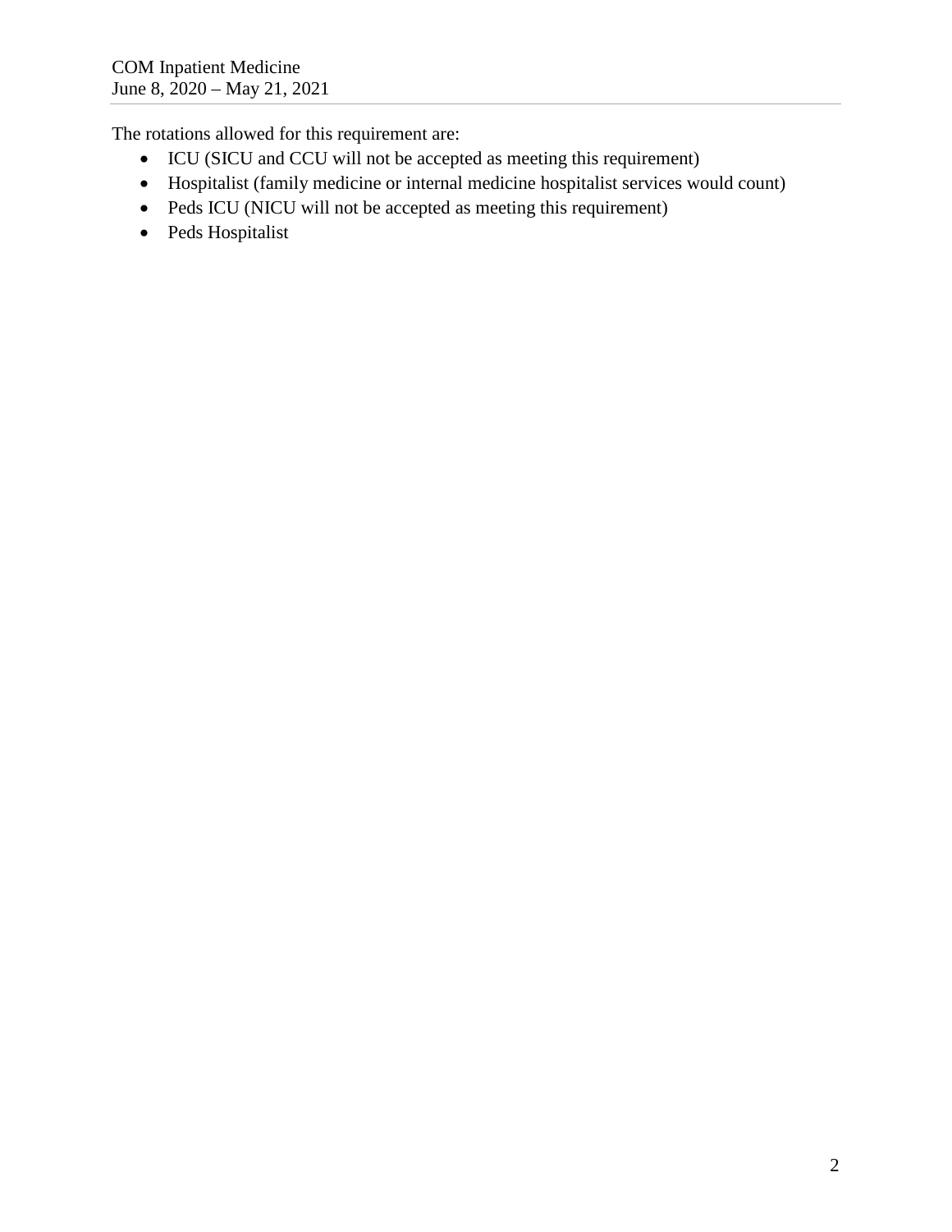The rotations allowed for this requirement are:

- ICU (SICU and CCU will not be accepted as meeting this requirement)
- Hospitalist (family medicine or internal medicine hospitalist services would count)
- Peds ICU (NICU will not be accepted as meeting this requirement)
- Peds Hospitalist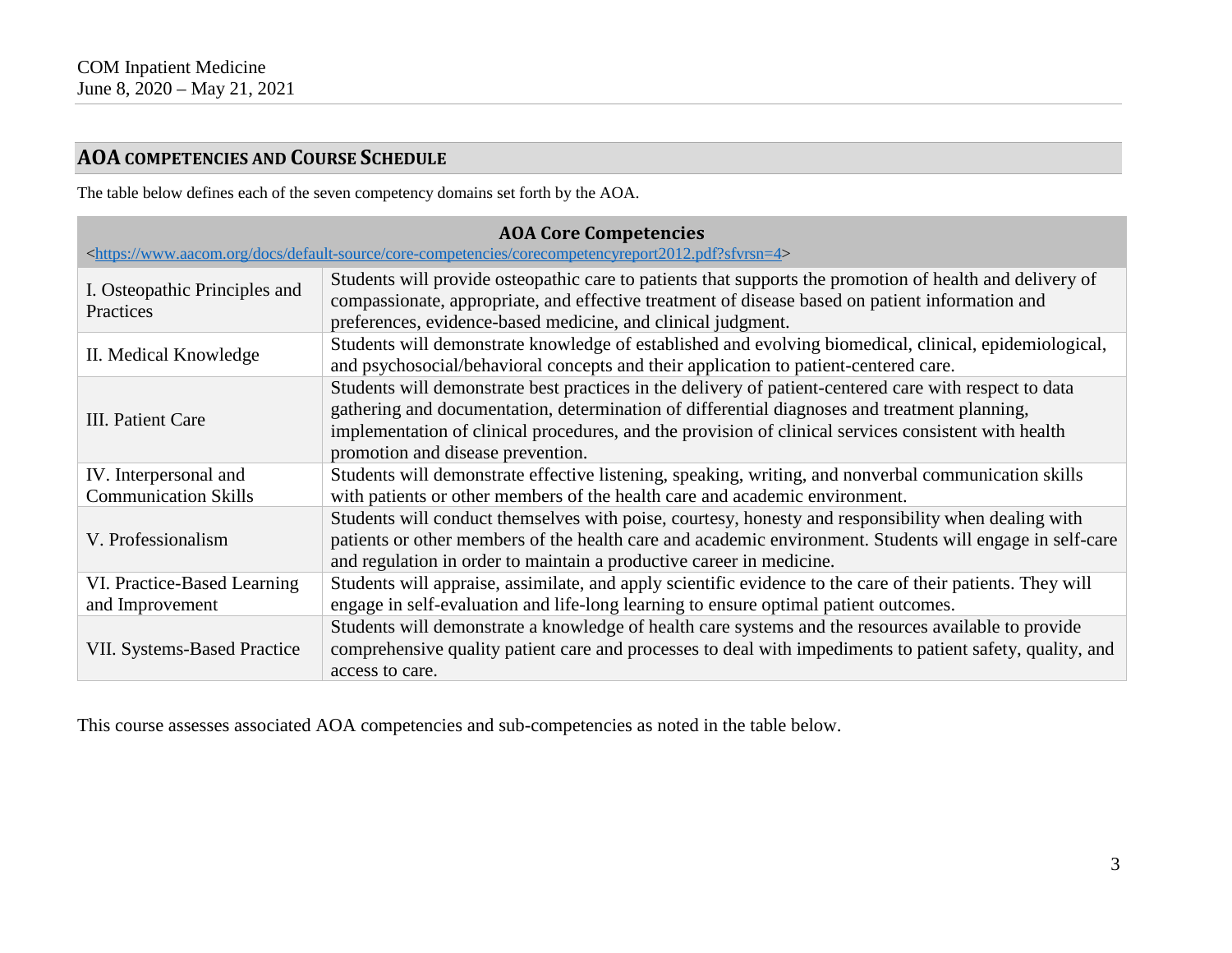## AOA COMPETENCIES AND COURSE SCHEDULE

The table below defines each of the seven competency domains set forth by the AOA.

| AOA Core Competencies <https://www.aacom.org/docs/default-source/core-competencies/corecompetencyreport2012.pdf?sfvrsn=4> | |
|---|---|
| I. Osteopathic Principles and Practices | Students will provide osteopathic care to patients that supports the promotion of health and delivery of compassionate, appropriate, and effective treatment of disease based on patient information and preferences, evidence-based medicine, and clinical judgment. |
| II. Medical Knowledge | Students will demonstrate knowledge of established and evolving biomedical, clinical, epidemiological, and psychosocial/behavioral concepts and their application to patient-centered care. |
| III. Patient Care | Students will demonstrate best practices in the delivery of patient-centered care with respect to data gathering and documentation, determination of differential diagnoses and treatment planning, implementation of clinical procedures, and the provision of clinical services consistent with health promotion and disease prevention. |
| IV. Interpersonal and Communication Skills | Students will demonstrate effective listening, speaking, writing, and nonverbal communication skills with patients or other members of the health care and academic environment. |
| V. Professionalism | Students will conduct themselves with poise, courtesy, honesty and responsibility when dealing with patients or other members of the health care and academic environment. Students will engage in self-care and regulation in order to maintain a productive career in medicine. |
| VI. Practice-Based Learning and Improvement | Students will appraise, assimilate, and apply scientific evidence to the care of their patients. They will engage in self-evaluation and life-long learning to ensure optimal patient outcomes. |
| VII. Systems-Based Practice | Students will demonstrate a knowledge of health care systems and the resources available to provide comprehensive quality patient care and processes to deal with impediments to patient safety, quality, and access to care. |

This course assesses associated AOA competencies and sub-competencies as noted in the table below.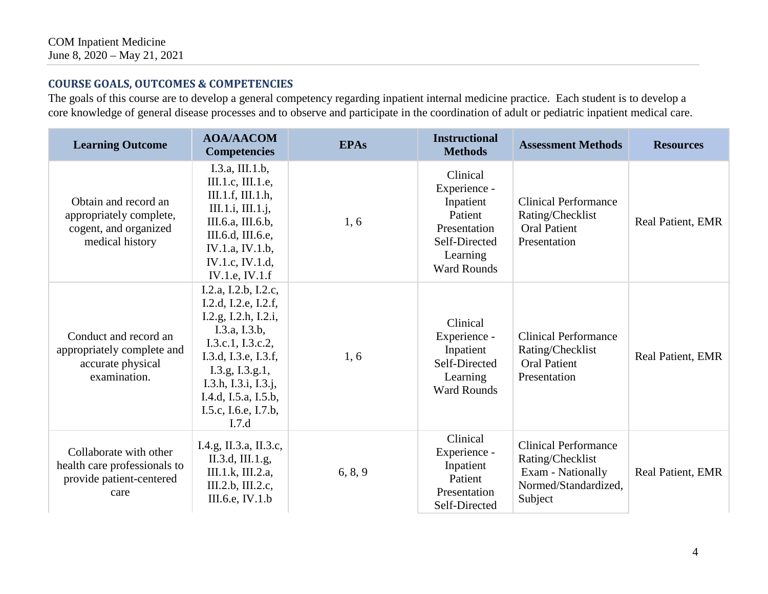## COURSE GOALS, OUTCOMES & COMPETENCIES

The goals of this course are to develop a general competency regarding inpatient internal medicine practice. Each student is to develop a core knowledge of general disease processes and to observe and participate in the coordination of adult or pediatric inpatient medical care.

| Learning Outcome | AOA/AACOM Competencies | EPAs | Instructional Methods | Assessment Methods | Resources |
|---|---|---|---|---|---|
| Obtain and record an appropriately complete, cogent, and organized medical history | I.3.a, III.1.b, III.1.c, III.1.e, III.1.f, III.1.h, III.1.i, III.1.j, III.6.a, III.6.b, III.6.d, III.6.e, IV.1.a, IV.1.b, IV.1.c, IV.1.d, IV.1.e, IV.1.f | 1, 6 | Clinical Experience - Inpatient<br>Patient Presentation<br>Self-Directed Learning<br>Ward Rounds | Clinical Performance Rating/Checklist<br>Oral Patient Presentation | Real Patient, EMR |
| Conduct and record an appropriately complete and accurate physical examination. | I.2.a, I.2.b, I.2.c, I.2.d, I.2.e, I.2.f, I.2.g, I.2.h, I.2.i, I.3.a, I.3.b, I.3.c.1, I.3.c.2, I.3.d, I.3.e, I.3.f, I.3.g, I.3.g.1, I.3.h, I.3.i, I.3.j, I.4.d, I.5.a, I.5.b, I.5.c, I.6.e, I.7.b, I.7.d | 1, 6 | Clinical Experience - Inpatient<br>Self-Directed Learning<br>Ward Rounds | Clinical Performance Rating/Checklist<br>Oral Patient Presentation | Real Patient, EMR |
| Collaborate with other health care professionals to provide patient-centered care | I.4.g, II.3.a, II.3.c, II.3.d, III.1.g, III.1.k, III.2.a, III.2.b, III.2.c, III.6.e, IV.1.b | 6, 8, 9 | Clinical Experience - Inpatient<br>Patient Presentation<br>Self-Directed | Clinical Performance Rating/Checklist<br>Exam - Nationally Normed/Standardized, Subject | Real Patient, EMR |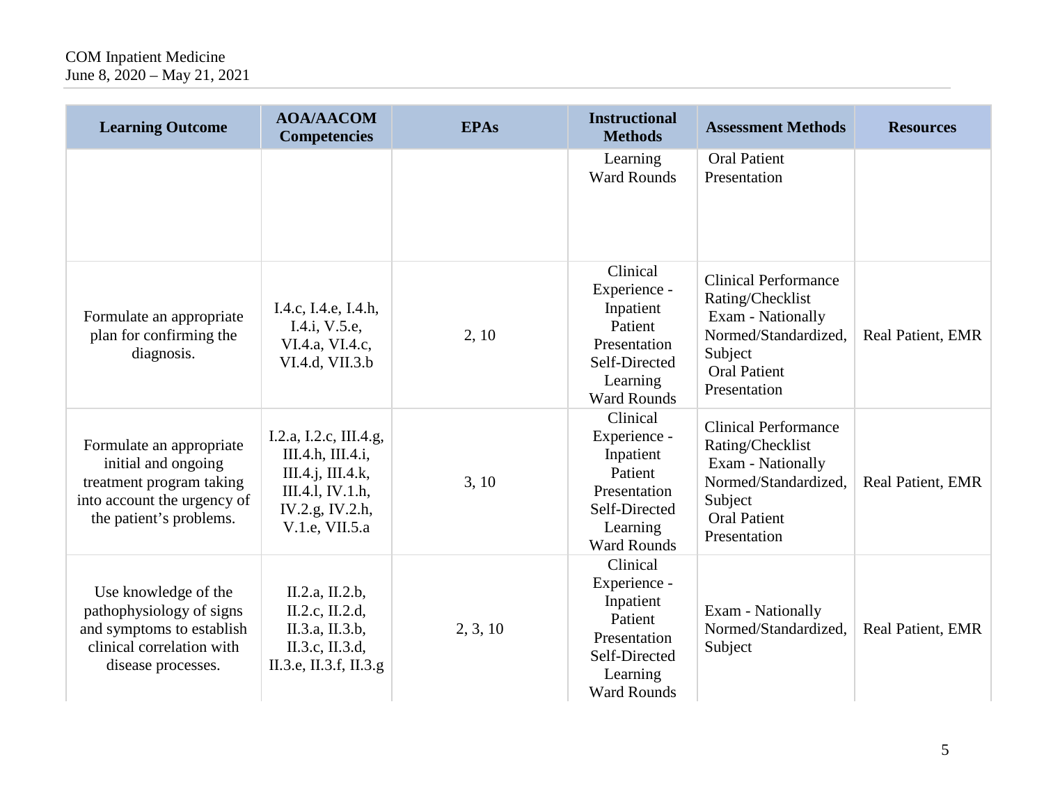| Learning Outcome | AOA/AACOM Competencies | EPAs | Instructional Methods | Assessment Methods | Resources |
|---|---|---|---|---|---|
| | | | Learning<br>Ward Rounds | Oral Patient Presentation | |
| Formulate an appropriate plan for confirming the diagnosis. | I.4.c, I.4.e, I.4.h, I.4.i, V.5.e, VI.4.a, VI.4.c, VI.4.d, VII.3.b | 2, 10 | Clinical Experience - Inpatient<br>Patient Presentation<br>Self-Directed Learning<br>Ward Rounds | Clinical Performance Rating/Checklist<br>Exam - Nationally Normed/Standardized, Subject<br>Oral Patient Presentation | Real Patient, EMR |
| Formulate an appropriate initial and ongoing treatment program taking into account the urgency of the patient's problems. | I.2.a, I.2.c, III.4.g, III.4.h, III.4.i, III.4.j, III.4.k, III.4.l, IV.1.h, IV.2.g, IV.2.h, V.1.e, VII.5.a | 3, 10 | Clinical Experience - Inpatient<br>Patient Presentation<br>Self-Directed Learning<br>Ward Rounds | Clinical Performance Rating/Checklist<br>Exam - Nationally Normed/Standardized, Subject<br>Oral Patient Presentation | Real Patient, EMR |
| Use knowledge of the pathophysiology of signs and symptoms to establish clinical correlation with disease processes. | II.2.a, II.2.b, II.2.c, II.2.d, II.3.a, II.3.b, II.3.c, II.3.d, II.3.e, II.3.f, II.3.g | 2, 3, 10 | Clinical Experience - Inpatient<br>Patient Presentation<br>Self-Directed Learning<br>Ward Rounds | Exam - Nationally Normed/Standardized, Subject | Real Patient, EMR |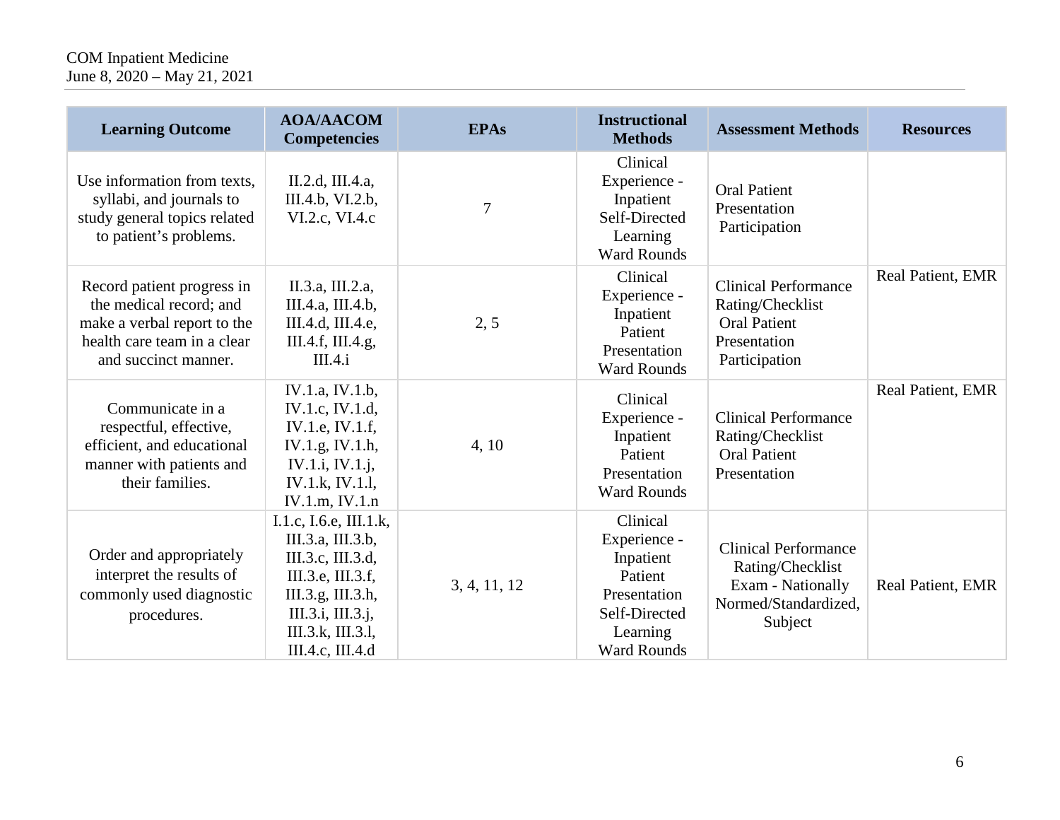| Learning Outcome | AOA/AACOM Competencies | EPAs | Instructional Methods | Assessment Methods | Resources |
|---|---|---|---|---|---|
| Use information from texts, syllabi, and journals to study general topics related to patient's problems. | II.2.d, III.4.a, III.4.b, VI.2.b, VI.2.c, VI.4.c | 7 | Clinical Experience - Inpatient<br>Self-Directed Learning<br>Ward Rounds | Oral Patient Presentation<br>Participation | |
| Record patient progress in the medical record; and make a verbal report to the health care team in a clear and succinct manner. | II.3.a, III.2.a, III.4.a, III.4.b, III.4.d, III.4.e, III.4.f, III.4.g, III.4.i | 2, 5 | Clinical Experience - Inpatient<br>Patient Presentation<br>Ward Rounds | Clinical Performance Rating/Checklist<br>Oral Patient Presentation<br>Participation | Real Patient, EMR |
| Communicate in a respectful, effective, efficient, and educational manner with patients and their families. | IV.1.a, IV.1.b, IV.1.c, IV.1.d, IV.1.e, IV.1.f, IV.1.g, IV.1.h, IV.1.i, IV.1.j, IV.1.k, IV.1.l, IV.1.m, IV.1.n | 4, 10 | Clinical Experience - Inpatient<br>Patient Presentation<br>Ward Rounds | Clinical Performance Rating/Checklist<br>Oral Patient Presentation | Real Patient, EMR |
| Order and appropriately interpret the results of commonly used diagnostic procedures. | I.1.c, I.6.e, III.1.k, III.3.a, III.3.b, III.3.c, III.3.d, III.3.e, III.3.f, III.3.g, III.3.h, III.3.i, III.3.j, III.3.k, III.3.l, III.4.c, III.4.d | 3, 4, 11, 12 | Clinical Experience - Inpatient<br>Patient Presentation<br>Self-Directed Learning<br>Ward Rounds | Clinical Performance Rating/Checklist<br>Exam - Nationally Normed/Standardized, Subject | Real Patient, EMR |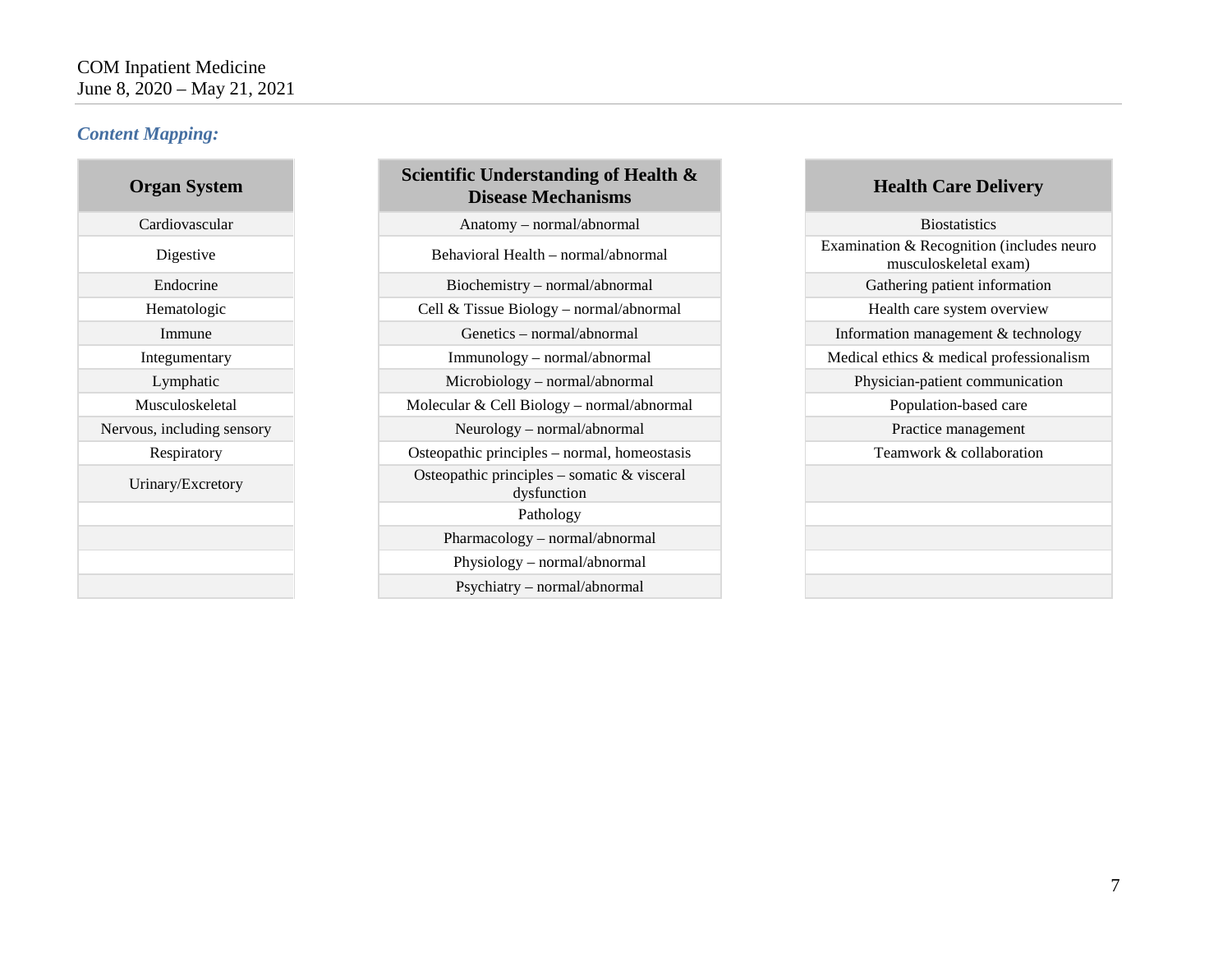## *Content Mapping:*

| Organ System |
|---|
| Cardiovascular |
| Digestive |
| Endocrine |
| Hematologic |
| Immune |
| Integumentary |
| Lymphatic |
| Musculoskeletal |
| Nervous, including sensory |
| Respiratory |
| Urinary/Excretory |

| Scientific Understanding of Health & Disease Mechanisms |
|---|
| Anatomy – normal/abnormal |
| Behavioral Health – normal/abnormal |
| Biochemistry – normal/abnormal |
| Cell & Tissue Biology – normal/abnormal |
| Genetics – normal/abnormal |
| Immunology – normal/abnormal |
| Microbiology – normal/abnormal |
| Molecular & Cell Biology – normal/abnormal |
| Neurology – normal/abnormal |
| Osteopathic principles – normal, homeostasis |
| Osteopathic principles – somatic & visceral dysfunction |
| Pathology |
| Pharmacology – normal/abnormal |
| Physiology – normal/abnormal |
| Psychiatry – normal/abnormal |

| Health Care Delivery |
|---|
| Biostatistics |
| Examination & Recognition (includes neuro musculoskeletal exam) |
| Gathering patient information |
| Health care system overview |
| Information management & technology |
| Medical ethics & medical professionalism |
| Physician-patient communication |
| Population-based care |
| Practice management |
| Teamwork & collaboration |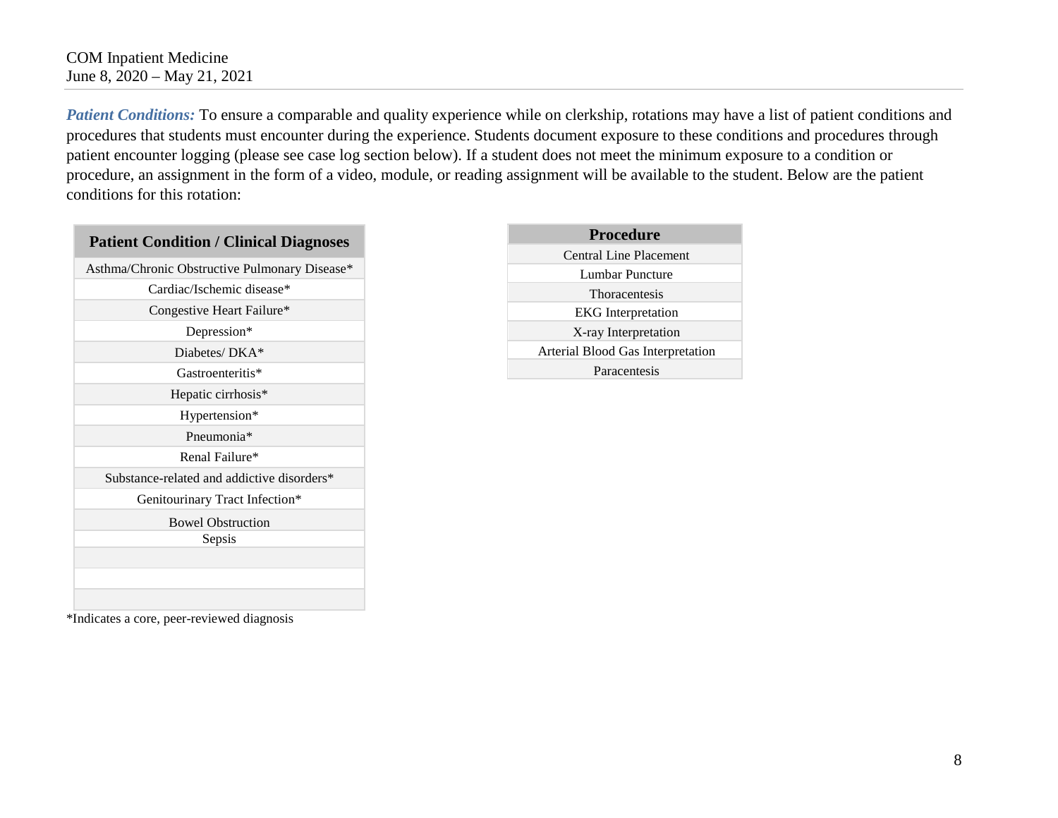***Patient Conditions:*** To ensure a comparable and quality experience while on clerkship, rotations may have a list of patient conditions and procedures that students must encounter during the experience. Students document exposure to these conditions and procedures through patient encounter logging (please see case log section below). If a student does not meet the minimum exposure to a condition or procedure, an assignment in the form of a video, module, or reading assignment will be available to the student. Below are the patient conditions for this rotation:

| Patient Condition / Clinical Diagnoses |
|---|
| Asthma/Chronic Obstructive Pulmonary Disease* |
| Cardiac/Ischemic disease* |
| Congestive Heart Failure* |
| Depression* |
| Diabetes/ DKA* |
| Gastroenteritis* |
| Hepatic cirrhosis* |
| Hypertension* |
| Pneumonia* |
| Renal Failure* |
| Substance-related and addictive disorders* |
| Genitourinary Tract Infection* |
| Bowel Obstruction |
| Sepsis |
| |
| |
| |

*Indicates a core, peer-reviewed diagnosis

| Procedure |
|---|
| Central Line Placement |
| Lumbar Puncture |
| Thoracentesis |
| EKG Interpretation |
| X-ray Interpretation |
| Arterial Blood Gas Interpretation |
| Paracentesis |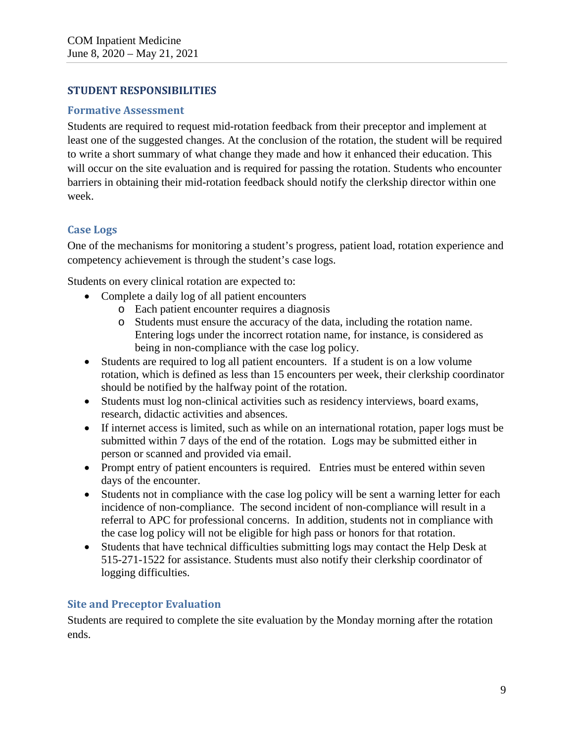## STUDENT RESPONSIBILITIES

### Formative Assessment

Students are required to request mid-rotation feedback from their preceptor and implement at least one of the suggested changes. At the conclusion of the rotation, the student will be required to write a short summary of what change they made and how it enhanced their education. This will occur on the site evaluation and is required for passing the rotation. Students who encounter barriers in obtaining their mid-rotation feedback should notify the clerkship director within one week.

### Case Logs

One of the mechanisms for monitoring a student's progress, patient load, rotation experience and competency achievement is through the student's case logs.

Students on every clinical rotation are expected to:

- Complete a daily log of all patient encounters
    - Each patient encounter requires a diagnosis
    - Students must ensure the accuracy of the data, including the rotation name. Entering logs under the incorrect rotation name, for instance, is considered as being in non-compliance with the case log policy.
- Students are required to log all patient encounters. If a student is on a low volume rotation, which is defined as less than 15 encounters per week, their clerkship coordinator should be notified by the halfway point of the rotation.
- Students must log non-clinical activities such as residency interviews, board exams, research, didactic activities and absences.
- If internet access is limited, such as while on an international rotation, paper logs must be submitted within 7 days of the end of the rotation. Logs may be submitted either in person or scanned and provided via email.
- Prompt entry of patient encounters is required. Entries must be entered within seven days of the encounter.
- Students not in compliance with the case log policy will be sent a warning letter for each incidence of non-compliance. The second incident of non-compliance will result in a referral to APC for professional concerns. In addition, students not in compliance with the case log policy will not be eligible for high pass or honors for that rotation.
- Students that have technical difficulties submitting logs may contact the Help Desk at 515-271-1522 for assistance. Students must also notify their clerkship coordinator of logging difficulties.

### Site and Preceptor Evaluation

Students are required to complete the site evaluation by the Monday morning after the rotation ends.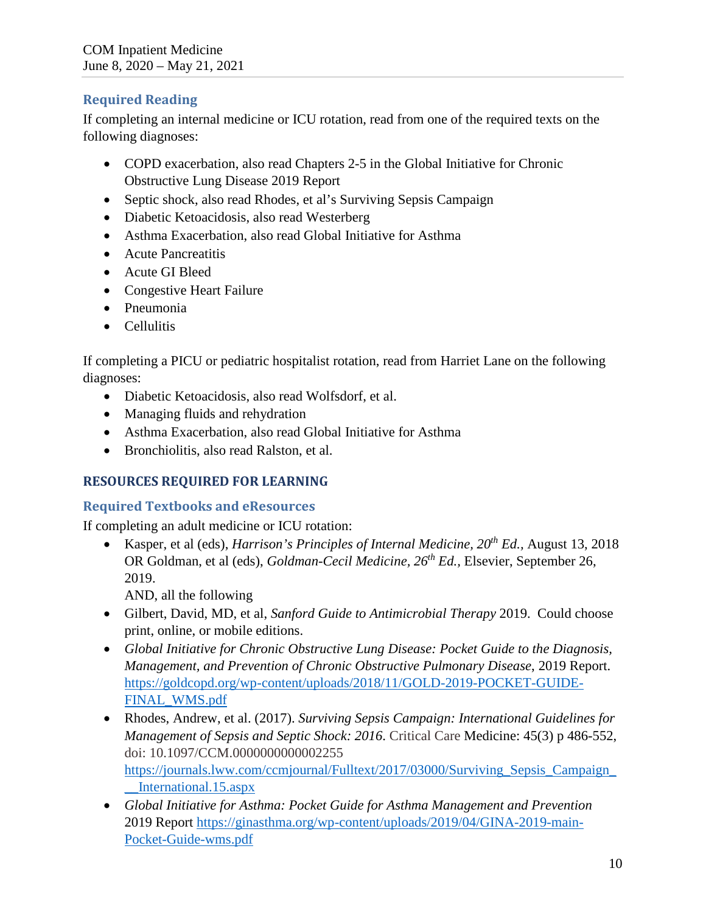### Required Reading

If completing an internal medicine or ICU rotation, read from one of the required texts on the following diagnoses:

- COPD exacerbation, also read Chapters 2-5 in the Global Initiative for Chronic Obstructive Lung Disease 2019 Report
- Septic shock, also read Rhodes, et al's Surviving Sepsis Campaign
- Diabetic Ketoacidosis, also read Westerberg
- Asthma Exacerbation, also read Global Initiative for Asthma
- Acute Pancreatitis
- Acute GI Bleed
- Congestive Heart Failure
- Pneumonia
- Cellulitis

If completing a PICU or pediatric hospitalist rotation, read from Harriet Lane on the following diagnoses:

- Diabetic Ketoacidosis, also read Wolfsdorf, et al.
- Managing fluids and rehydration
- Asthma Exacerbation, also read Global Initiative for Asthma
- Bronchiolitis, also read Ralston, et al.

## RESOURCES REQUIRED FOR LEARNING

### Required Textbooks and eResources

If completing an adult medicine or ICU rotation:

- Kasper, et al (eds), *Harrison's Principles of Internal Medicine, 20th Ed.,* August 13, 2018 OR Goldman, et al (eds), *Goldman-Cecil Medicine, 26th Ed.*, Elsevier, September 26, 2019.
  AND, all the following
- Gilbert, David, MD, et al, *Sanford Guide to Antimicrobial Therapy* 2019. Could choose print, online, or mobile editions.
- *Global Initiative for Chronic Obstructive Lung Disease: Pocket Guide to the Diagnosis, Management, and Prevention of Chronic Obstructive Pulmonary Disease*, 2019 Report. https://goldcopd.org/wp-content/uploads/2018/11/GOLD-2019-POCKET-GUIDE-FINAL_WMS.pdf
- Rhodes, Andrew, et al. (2017). *Surviving Sepsis Campaign: International Guidelines for Management of Sepsis and Septic Shock: 2016*. Critical Care Medicine: 45(3) p 486-552, doi: 10.1097/CCM.0000000000002255 https://journals.lww.com/ccmjournal/Fulltext/2017/03000/Surviving_Sepsis_Campaign___International.15.aspx
- *Global Initiative for Asthma: Pocket Guide for Asthma Management and Prevention* 2019 Report https://ginasthma.org/wp-content/uploads/2019/04/GINA-2019-main-Pocket-Guide-wms.pdf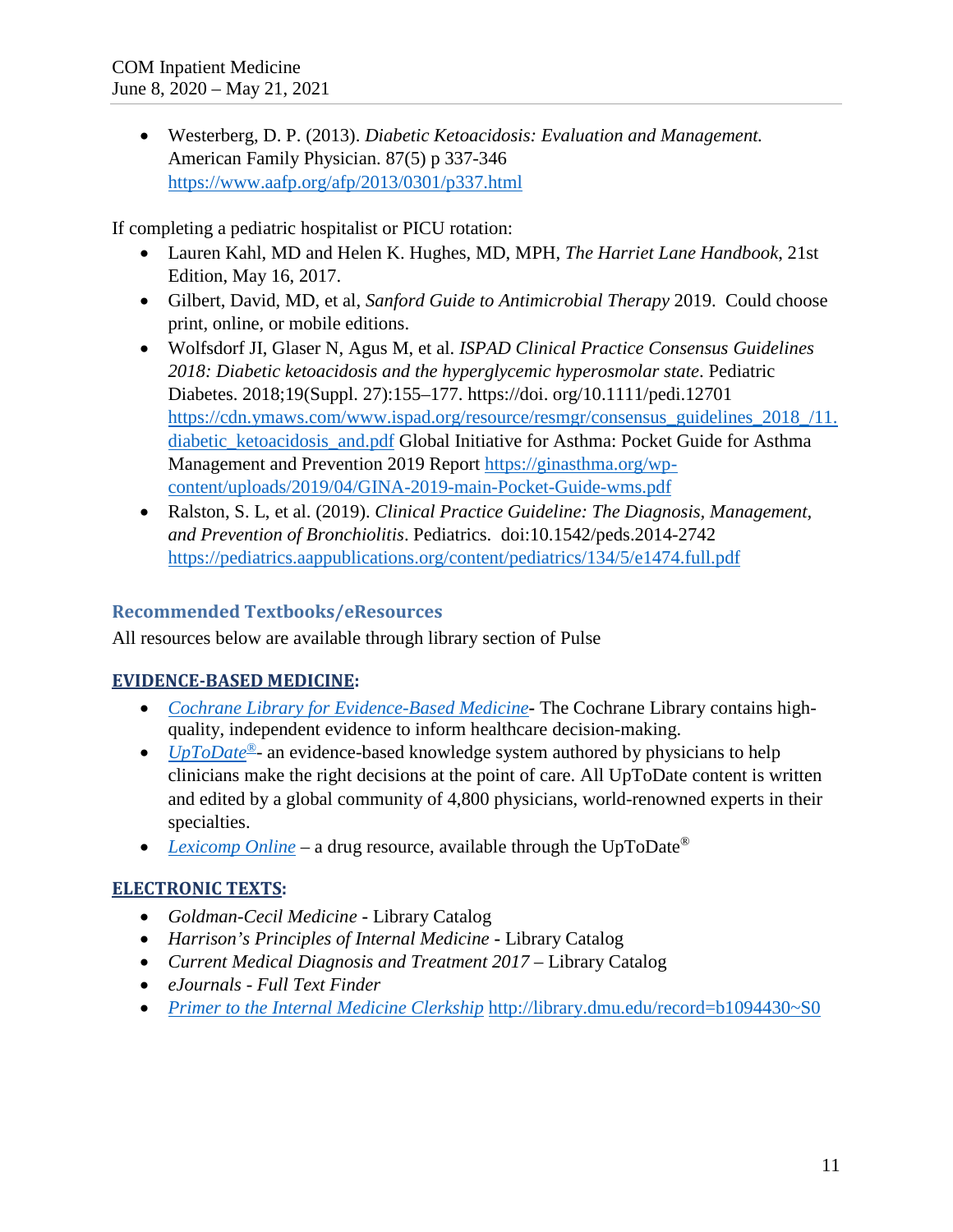- Westerberg, D. P. (2013). *Diabetic Ketoacidosis: Evaluation and Management.* American Family Physician. 87(5) p 337-346 https://www.aafp.org/afp/2013/0301/p337.html

If completing a pediatric hospitalist or PICU rotation:

- Lauren Kahl, MD and Helen K. Hughes, MD, MPH, *The Harriet Lane Handbook*, 21st Edition, May 16, 2017.
- Gilbert, David, MD, et al, *Sanford Guide to Antimicrobial Therapy* 2019. Could choose print, online, or mobile editions.
- Wolfsdorf JI, Glaser N, Agus M, et al. *ISPAD Clinical Practice Consensus Guidelines 2018: Diabetic ketoacidosis and the hyperglycemic hyperosmolar state*. Pediatric Diabetes. 2018;19(Suppl. 27):155–177. https://doi. org/10.1111/pedi.12701 https://cdn.ymaws.com/www.ispad.org/resource/resmgr/consensus_guidelines_2018_/11.diabetic_ketoacidosis_and.pdf Global Initiative for Asthma: Pocket Guide for Asthma Management and Prevention 2019 Report https://ginasthma.org/wp-content/uploads/2019/04/GINA-2019-main-Pocket-Guide-wms.pdf
- Ralston, S. L, et al. (2019). *Clinical Practice Guideline: The Diagnosis, Management, and Prevention of Bronchiolitis*. Pediatrics. doi:10.1542/peds.2014-2742 https://pediatrics.aappublications.org/content/pediatrics/134/5/e1474.full.pdf

## Recommended Textbooks/eResources

All resources below are available through library section of Pulse

**EVIDENCE-BASED MEDICINE:**

- *Cochrane Library for Evidence-Based Medicine*- The Cochrane Library contains high-quality, independent evidence to inform healthcare decision-making.
- *UpToDate®*- an evidence-based knowledge system authored by physicians to help clinicians make the right decisions at the point of care. All UpToDate content is written and edited by a global community of 4,800 physicians, world-renowned experts in their specialties.
- *Lexicomp Online* – a drug resource, available through the UpToDate®

**ELECTRONIC TEXTS:**

- *Goldman-Cecil Medicine* - Library Catalog
- *Harrison's Principles of Internal Medicine* - Library Catalog
- *Current Medical Diagnosis and Treatment 2017* – Library Catalog
- *eJournals - Full Text Finder*
- *Primer to the Internal Medicine Clerkship* http://library.dmu.edu/record=b1094430~S0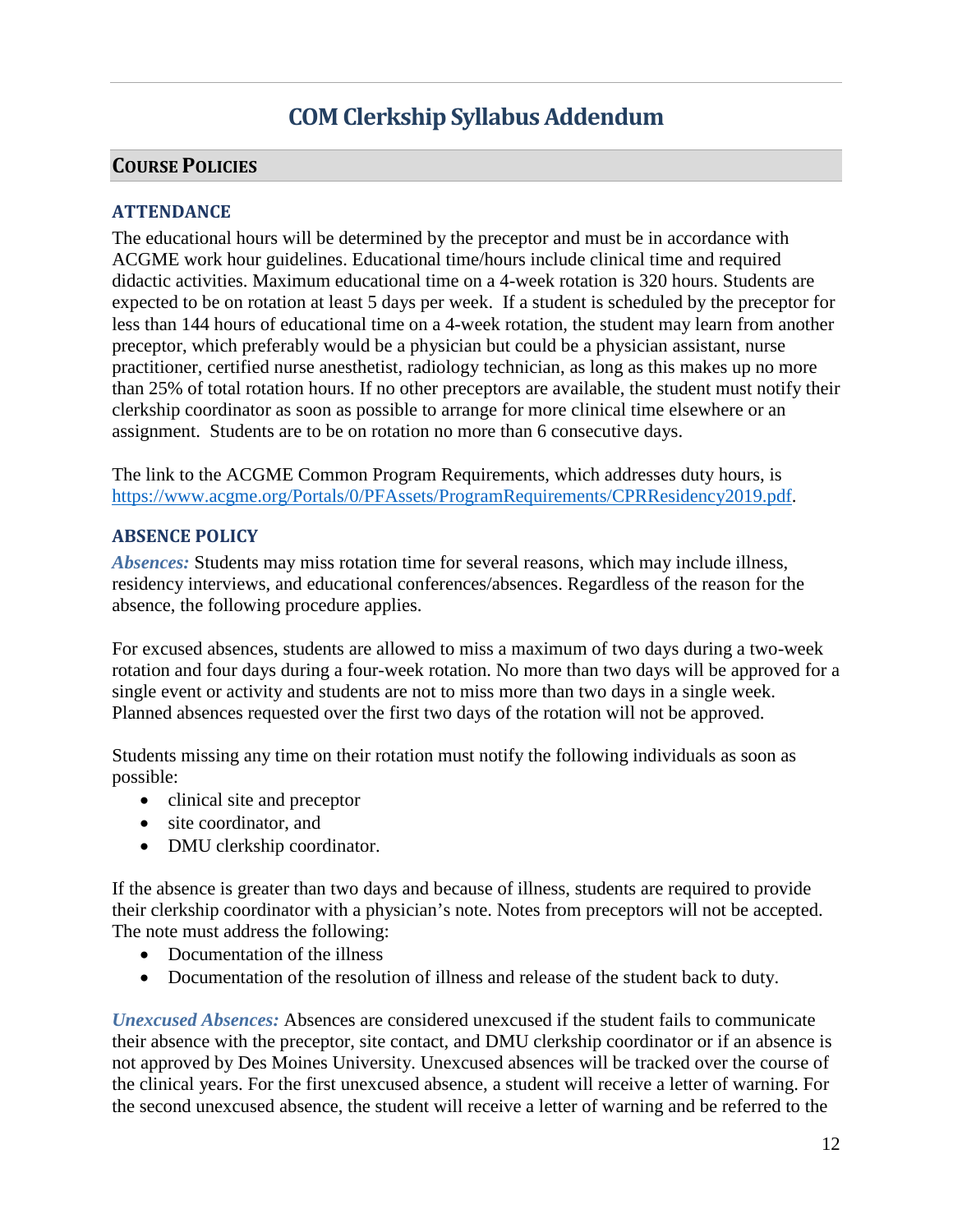# COM Clerkship Syllabus Addendum

## Course Policies

### ATTENDANCE

The educational hours will be determined by the preceptor and must be in accordance with ACGME work hour guidelines. Educational time/hours include clinical time and required didactic activities. Maximum educational time on a 4-week rotation is 320 hours. Students are expected to be on rotation at least 5 days per week. If a student is scheduled by the preceptor for less than 144 hours of educational time on a 4-week rotation, the student may learn from another preceptor, which preferably would be a physician but could be a physician assistant, nurse practitioner, certified nurse anesthetist, radiology technician, as long as this makes up no more than 25% of total rotation hours. If no other preceptors are available, the student must notify their clerkship coordinator as soon as possible to arrange for more clinical time elsewhere or an assignment. Students are to be on rotation no more than 6 consecutive days.

The link to the ACGME Common Program Requirements, which addresses duty hours, is https://www.acgme.org/Portals/0/PFAssets/ProgramRequirements/CPRResidency2019.pdf.

### ABSENCE POLICY

***Absences:*** Students may miss rotation time for several reasons, which may include illness, residency interviews, and educational conferences/absences. Regardless of the reason for the absence, the following procedure applies.

For excused absences, students are allowed to miss a maximum of two days during a two-week rotation and four days during a four-week rotation. No more than two days will be approved for a single event or activity and students are not to miss more than two days in a single week. Planned absences requested over the first two days of the rotation will not be approved.

Students missing any time on their rotation must notify the following individuals as soon as possible:

- clinical site and preceptor
- site coordinator, and
- DMU clerkship coordinator.

If the absence is greater than two days and because of illness, students are required to provide their clerkship coordinator with a physician's note. Notes from preceptors will not be accepted. The note must address the following:

- Documentation of the illness
- Documentation of the resolution of illness and release of the student back to duty.

***Unexcused Absences:*** Absences are considered unexcused if the student fails to communicate their absence with the preceptor, site contact, and DMU clerkship coordinator or if an absence is not approved by Des Moines University. Unexcused absences will be tracked over the course of the clinical years. For the first unexcused absence, a student will receive a letter of warning. For the second unexcused absence, the student will receive a letter of warning and be referred to the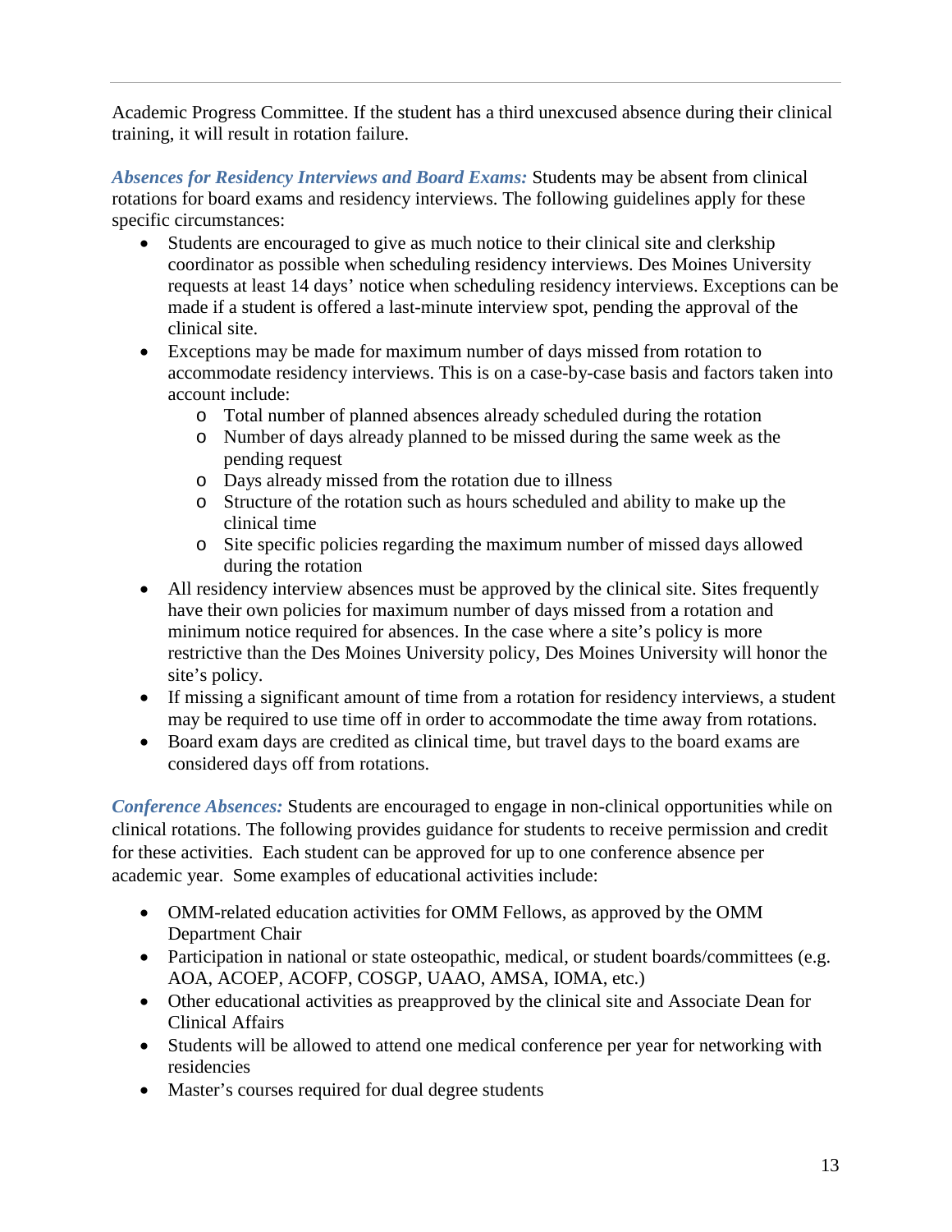Academic Progress Committee. If the student has a third unexcused absence during their clinical training, it will result in rotation failure.

***Absences for Residency Interviews and Board Exams:*** Students may be absent from clinical rotations for board exams and residency interviews. The following guidelines apply for these specific circumstances:

- Students are encouraged to give as much notice to their clinical site and clerkship coordinator as possible when scheduling residency interviews. Des Moines University requests at least 14 days' notice when scheduling residency interviews. Exceptions can be made if a student is offered a last-minute interview spot, pending the approval of the clinical site.
- Exceptions may be made for maximum number of days missed from rotation to accommodate residency interviews. This is on a case-by-case basis and factors taken into account include:
  - Total number of planned absences already scheduled during the rotation
  - Number of days already planned to be missed during the same week as the pending request
  - Days already missed from the rotation due to illness
  - Structure of the rotation such as hours scheduled and ability to make up the clinical time
  - Site specific policies regarding the maximum number of missed days allowed during the rotation
- All residency interview absences must be approved by the clinical site. Sites frequently have their own policies for maximum number of days missed from a rotation and minimum notice required for absences. In the case where a site's policy is more restrictive than the Des Moines University policy, Des Moines University will honor the site's policy.
- If missing a significant amount of time from a rotation for residency interviews, a student may be required to use time off in order to accommodate the time away from rotations.
- Board exam days are credited as clinical time, but travel days to the board exams are considered days off from rotations.

***Conference Absences:*** Students are encouraged to engage in non-clinical opportunities while on clinical rotations. The following provides guidance for students to receive permission and credit for these activities. Each student can be approved for up to one conference absence per academic year. Some examples of educational activities include:

- OMM-related education activities for OMM Fellows, as approved by the OMM Department Chair
- Participation in national or state osteopathic, medical, or student boards/committees (e.g. AOA, ACOEP, ACOFP, COSGP, UAAO, AMSA, IOMA, etc.)
- Other educational activities as preapproved by the clinical site and Associate Dean for Clinical Affairs
- Students will be allowed to attend one medical conference per year for networking with residencies
- Master's courses required for dual degree students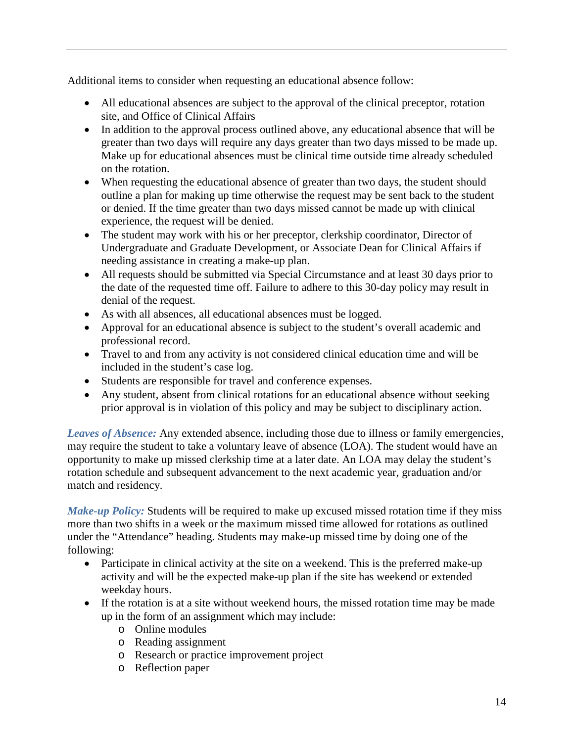Additional items to consider when requesting an educational absence follow:

- All educational absences are subject to the approval of the clinical preceptor, rotation site, and Office of Clinical Affairs
- In addition to the approval process outlined above, any educational absence that will be greater than two days will require any days greater than two days missed to be made up. Make up for educational absences must be clinical time outside time already scheduled on the rotation.
- When requesting the educational absence of greater than two days, the student should outline a plan for making up time otherwise the request may be sent back to the student or denied. If the time greater than two days missed cannot be made up with clinical experience, the request will be denied.
- The student may work with his or her preceptor, clerkship coordinator, Director of Undergraduate and Graduate Development, or Associate Dean for Clinical Affairs if needing assistance in creating a make-up plan.
- All requests should be submitted via Special Circumstance and at least 30 days prior to the date of the requested time off. Failure to adhere to this 30-day policy may result in denial of the request.
- As with all absences, all educational absences must be logged.
- Approval for an educational absence is subject to the student's overall academic and professional record.
- Travel to and from any activity is not considered clinical education time and will be included in the student's case log.
- Students are responsible for travel and conference expenses.
- Any student, absent from clinical rotations for an educational absence without seeking prior approval is in violation of this policy and may be subject to disciplinary action.

***Leaves of Absence:*** Any extended absence, including those due to illness or family emergencies, may require the student to take a voluntary leave of absence (LOA). The student would have an opportunity to make up missed clerkship time at a later date. An LOA may delay the student's rotation schedule and subsequent advancement to the next academic year, graduation and/or match and residency.

***Make-up Policy:*** Students will be required to make up excused missed rotation time if they miss more than two shifts in a week or the maximum missed time allowed for rotations as outlined under the "Attendance" heading. Students may make-up missed time by doing one of the following:

- Participate in clinical activity at the site on a weekend. This is the preferred make-up activity and will be the expected make-up plan if the site has weekend or extended weekday hours.
- If the rotation is at a site without weekend hours, the missed rotation time may be made up in the form of an assignment which may include:
  - Online modules
  - Reading assignment
  - Research or practice improvement project
  - Reflection paper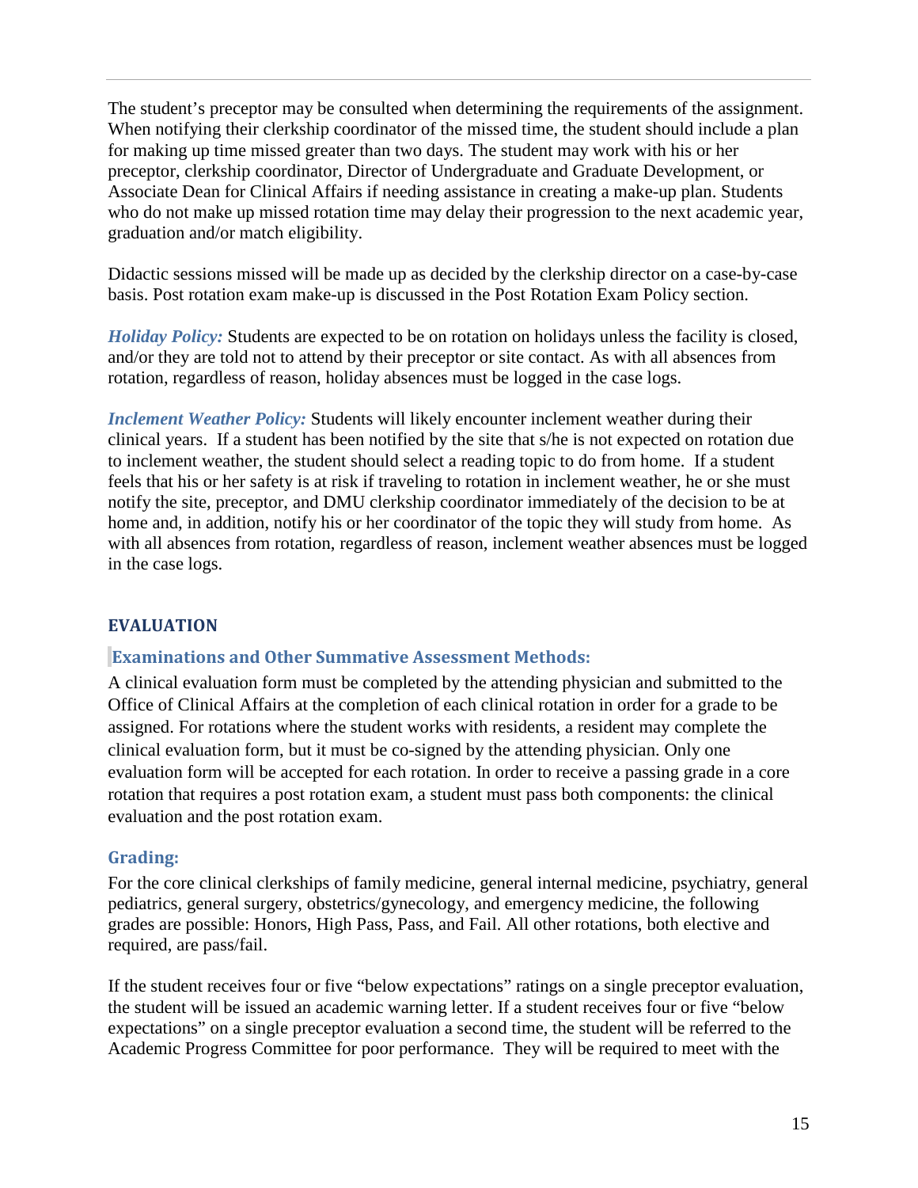The student's preceptor may be consulted when determining the requirements of the assignment. When notifying their clerkship coordinator of the missed time, the student should include a plan for making up time missed greater than two days. The student may work with his or her preceptor, clerkship coordinator, Director of Undergraduate and Graduate Development, or Associate Dean for Clinical Affairs if needing assistance in creating a make-up plan. Students who do not make up missed rotation time may delay their progression to the next academic year, graduation and/or match eligibility.

Didactic sessions missed will be made up as decided by the clerkship director on a case-by-case basis. Post rotation exam make-up is discussed in the Post Rotation Exam Policy section.

***Holiday Policy:*** Students are expected to be on rotation on holidays unless the facility is closed, and/or they are told not to attend by their preceptor or site contact. As with all absences from rotation, regardless of reason, holiday absences must be logged in the case logs.

***Inclement Weather Policy:*** Students will likely encounter inclement weather during their clinical years. If a student has been notified by the site that s/he is not expected on rotation due to inclement weather, the student should select a reading topic to do from home. If a student feels that his or her safety is at risk if traveling to rotation in inclement weather, he or she must notify the site, preceptor, and DMU clerkship coordinator immediately of the decision to be at home and, in addition, notify his or her coordinator of the topic they will study from home. As with all absences from rotation, regardless of reason, inclement weather absences must be logged in the case logs.

## EVALUATION

### Examinations and Other Summative Assessment Methods:

A clinical evaluation form must be completed by the attending physician and submitted to the Office of Clinical Affairs at the completion of each clinical rotation in order for a grade to be assigned. For rotations where the student works with residents, a resident may complete the clinical evaluation form, but it must be co-signed by the attending physician. Only one evaluation form will be accepted for each rotation. In order to receive a passing grade in a core rotation that requires a post rotation exam, a student must pass both components: the clinical evaluation and the post rotation exam.

### Grading:

For the core clinical clerkships of family medicine, general internal medicine, psychiatry, general pediatrics, general surgery, obstetrics/gynecology, and emergency medicine, the following grades are possible: Honors, High Pass, Pass, and Fail. All other rotations, both elective and required, are pass/fail.

If the student receives four or five "below expectations" ratings on a single preceptor evaluation, the student will be issued an academic warning letter. If a student receives four or five "below expectations" on a single preceptor evaluation a second time, the student will be referred to the Academic Progress Committee for poor performance. They will be required to meet with the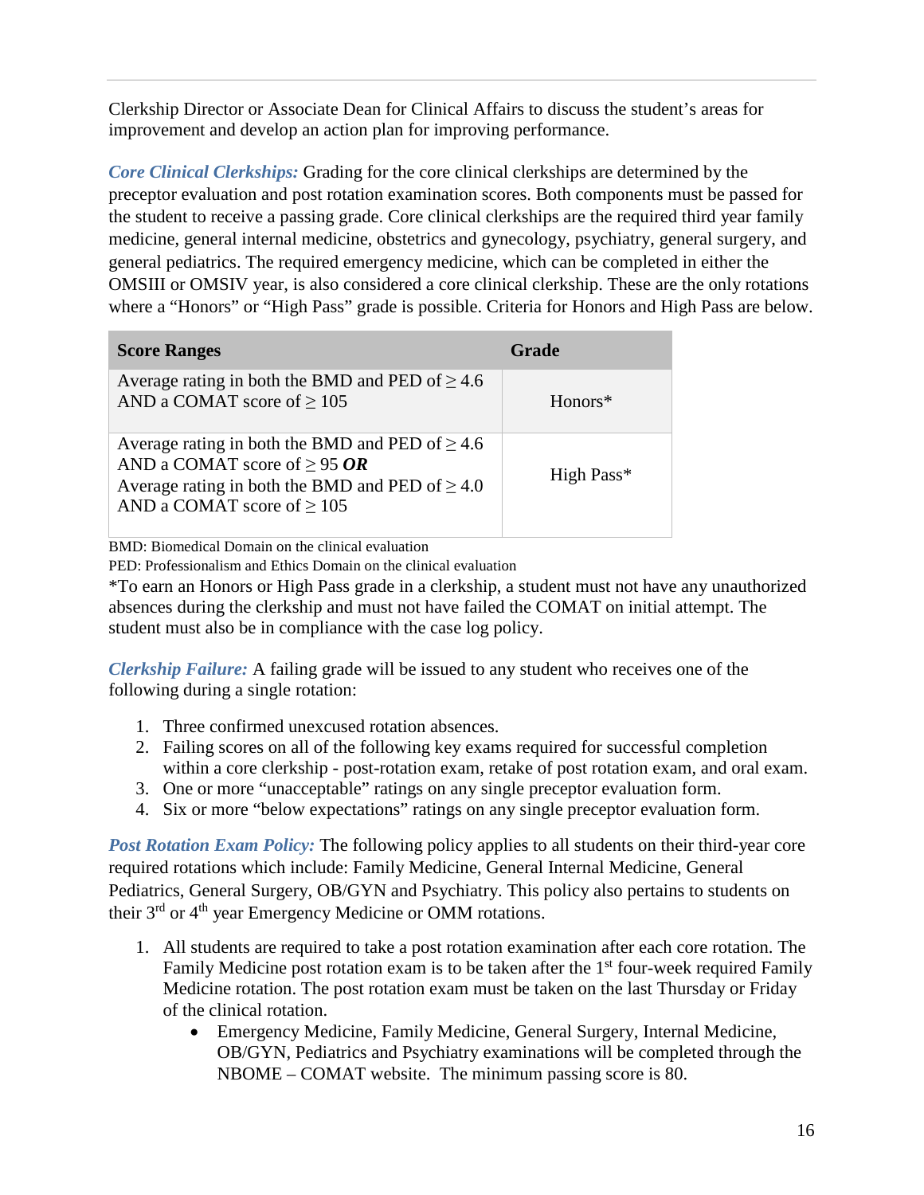Clerkship Director or Associate Dean for Clinical Affairs to discuss the student's areas for improvement and develop an action plan for improving performance.

***Core Clinical Clerkships:*** Grading for the core clinical clerkships are determined by the preceptor evaluation and post rotation examination scores. Both components must be passed for the student to receive a passing grade. Core clinical clerkships are the required third year family medicine, general internal medicine, obstetrics and gynecology, psychiatry, general surgery, and general pediatrics. The required emergency medicine, which can be completed in either the OMSIII or OMSIV year, is also considered a core clinical clerkship. These are the only rotations where a "Honors" or "High Pass" grade is possible. Criteria for Honors and High Pass are below.

| Score Ranges | Grade |
|---|---|
| Average rating in both the BMD and PED of ≥ 4.6 AND a COMAT score of ≥ 105 | Honors* |
| Average rating in both the BMD and PED of ≥ 4.6 AND a COMAT score of ≥ 95 ***OR*** Average rating in both the BMD and PED of ≥ 4.0 AND a COMAT score of ≥ 105 | High Pass* |

BMD: Biomedical Domain on the clinical evaluation
PED: Professionalism and Ethics Domain on the clinical evaluation
*To earn an Honors or High Pass grade in a clerkship, a student must not have any unauthorized absences during the clerkship and must not have failed the COMAT on initial attempt. The student must also be in compliance with the case log policy.

***Clerkship Failure:*** A failing grade will be issued to any student who receives one of the following during a single rotation:

1. Three confirmed unexcused rotation absences.
2. Failing scores on all of the following key exams required for successful completion within a core clerkship - post-rotation exam, retake of post rotation exam, and oral exam.
3. One or more "unacceptable" ratings on any single preceptor evaluation form.
4. Six or more "below expectations" ratings on any single preceptor evaluation form.

***Post Rotation Exam Policy:*** The following policy applies to all students on their third-year core required rotations which include: Family Medicine, General Internal Medicine, General Pediatrics, General Surgery, OB/GYN and Psychiatry. This policy also pertains to students on their 3rd or 4th year Emergency Medicine or OMM rotations.

1. All students are required to take a post rotation examination after each core rotation. The Family Medicine post rotation exam is to be taken after the 1st four-week required Family Medicine rotation. The post rotation exam must be taken on the last Thursday or Friday of the clinical rotation.
   - Emergency Medicine, Family Medicine, General Surgery, Internal Medicine, OB/GYN, Pediatrics and Psychiatry examinations will be completed through the NBOME – COMAT website. The minimum passing score is 80.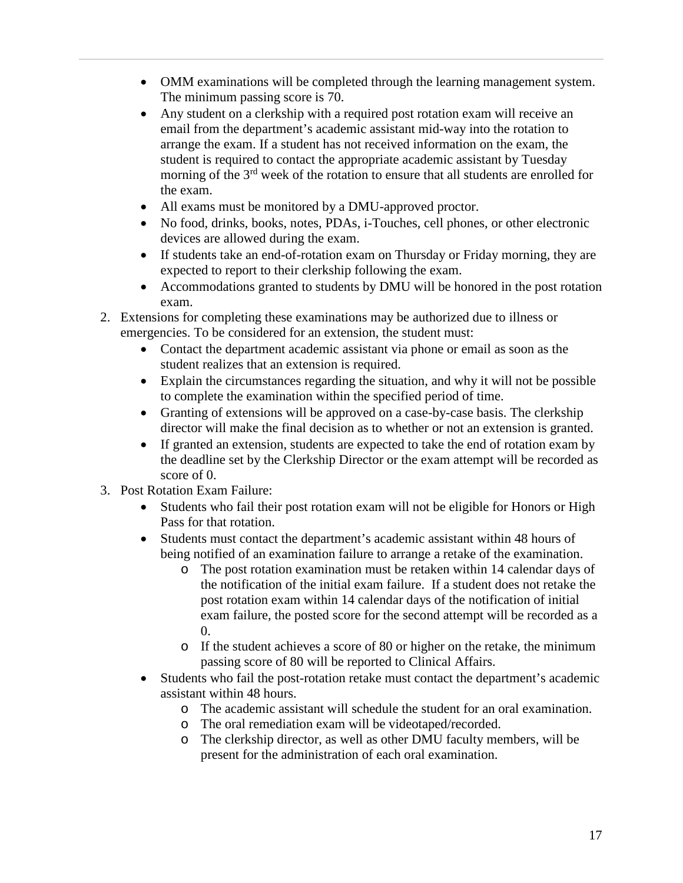- OMM examinations will be completed through the learning management system. The minimum passing score is 70.
- Any student on a clerkship with a required post rotation exam will receive an email from the department's academic assistant mid-way into the rotation to arrange the exam. If a student has not received information on the exam, the student is required to contact the appropriate academic assistant by Tuesday morning of the 3rd week of the rotation to ensure that all students are enrolled for the exam.
- All exams must be monitored by a DMU-approved proctor.
- No food, drinks, books, notes, PDAs, i-Touches, cell phones, or other electronic devices are allowed during the exam.
- If students take an end-of-rotation exam on Thursday or Friday morning, they are expected to report to their clerkship following the exam.
- Accommodations granted to students by DMU will be honored in the post rotation exam.

2. Extensions for completing these examinations may be authorized due to illness or emergencies. To be considered for an extension, the student must:
   - Contact the department academic assistant via phone or email as soon as the student realizes that an extension is required.
   - Explain the circumstances regarding the situation, and why it will not be possible to complete the examination within the specified period of time.
   - Granting of extensions will be approved on a case-by-case basis. The clerkship director will make the final decision as to whether or not an extension is granted.
   - If granted an extension, students are expected to take the end of rotation exam by the deadline set by the Clerkship Director or the exam attempt will be recorded as score of 0.
3. Post Rotation Exam Failure:
   - Students who fail their post rotation exam will not be eligible for Honors or High Pass for that rotation.
   - Students must contact the department's academic assistant within 48 hours of being notified of an examination failure to arrange a retake of the examination.
     - The post rotation examination must be retaken within 14 calendar days of the notification of the initial exam failure. If a student does not retake the post rotation exam within 14 calendar days of the notification of initial exam failure, the posted score for the second attempt will be recorded as a 0.
     - If the student achieves a score of 80 or higher on the retake, the minimum passing score of 80 will be reported to Clinical Affairs.
   - Students who fail the post-rotation retake must contact the department's academic assistant within 48 hours.
     - The academic assistant will schedule the student for an oral examination.
     - The oral remediation exam will be videotaped/recorded.
     - The clerkship director, as well as other DMU faculty members, will be present for the administration of each oral examination.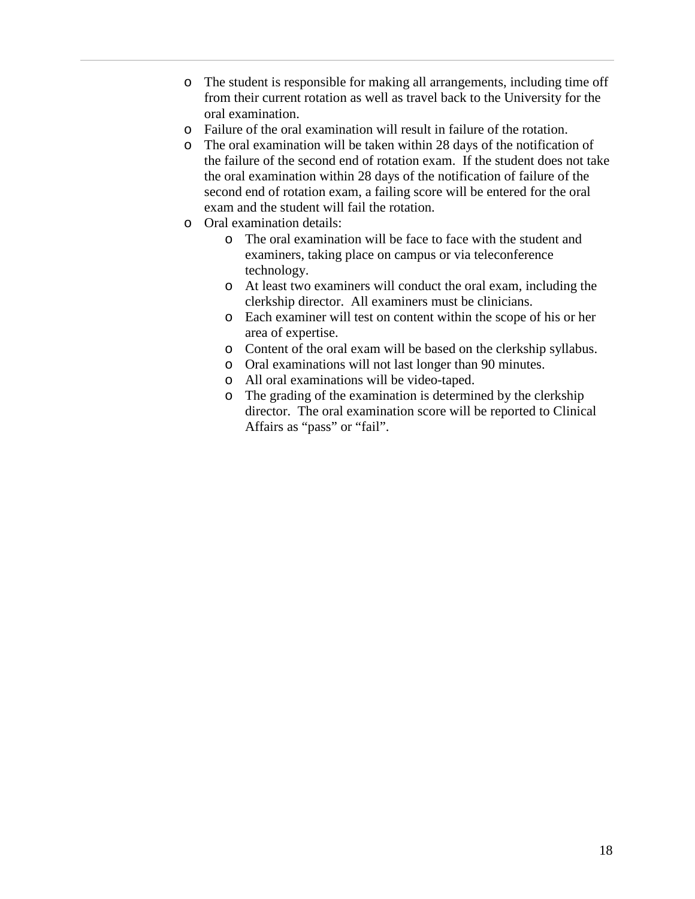- The student is responsible for making all arrangements, including time off from their current rotation as well as travel back to the University for the oral examination.
- Failure of the oral examination will result in failure of the rotation.
- The oral examination will be taken within 28 days of the notification of the failure of the second end of rotation exam. If the student does not take the oral examination within 28 days of the notification of failure of the second end of rotation exam, a failing score will be entered for the oral exam and the student will fail the rotation.
- Oral examination details:
  - The oral examination will be face to face with the student and examiners, taking place on campus or via teleconference technology.
  - At least two examiners will conduct the oral exam, including the clerkship director. All examiners must be clinicians.
  - Each examiner will test on content within the scope of his or her area of expertise.
  - Content of the oral exam will be based on the clerkship syllabus.
  - Oral examinations will not last longer than 90 minutes.
  - All oral examinations will be video-taped.
  - The grading of the examination is determined by the clerkship director. The oral examination score will be reported to Clinical Affairs as "pass" or "fail".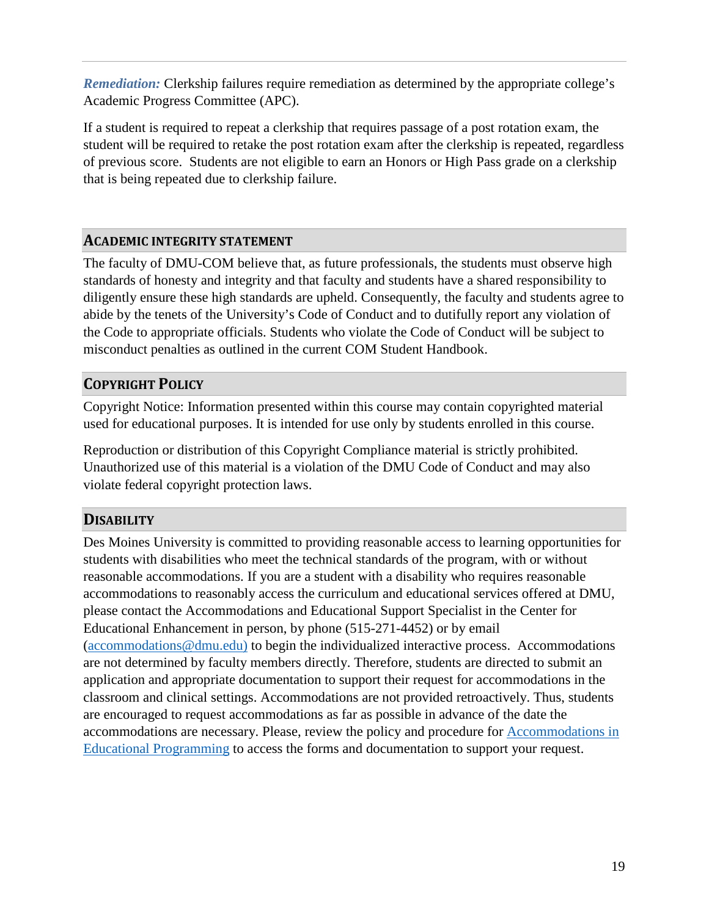***Remediation:*** Clerkship failures require remediation as determined by the appropriate college's Academic Progress Committee (APC).

If a student is required to repeat a clerkship that requires passage of a post rotation exam, the student will be required to retake the post rotation exam after the clerkship is repeated, regardless of previous score. Students are not eligible to earn an Honors or High Pass grade on a clerkship that is being repeated due to clerkship failure.

## Academic Integrity Statement

The faculty of DMU-COM believe that, as future professionals, the students must observe high standards of honesty and integrity and that faculty and students have a shared responsibility to diligently ensure these high standards are upheld. Consequently, the faculty and students agree to abide by the tenets of the University's Code of Conduct and to dutifully report any violation of the Code to appropriate officials. Students who violate the Code of Conduct will be subject to misconduct penalties as outlined in the current COM Student Handbook.

## Copyright Policy

Copyright Notice: Information presented within this course may contain copyrighted material used for educational purposes. It is intended for use only by students enrolled in this course.

Reproduction or distribution of this Copyright Compliance material is strictly prohibited. Unauthorized use of this material is a violation of the DMU Code of Conduct and may also violate federal copyright protection laws.

## Disability

Des Moines University is committed to providing reasonable access to learning opportunities for students with disabilities who meet the technical standards of the program, with or without reasonable accommodations. If you are a student with a disability who requires reasonable accommodations to reasonably access the curriculum and educational services offered at DMU, please contact the Accommodations and Educational Support Specialist in the Center for Educational Enhancement in person, by phone (515-271-4452) or by email (accommodations@dmu.edu) to begin the individualized interactive process. Accommodations are not determined by faculty members directly. Therefore, students are directed to submit an application and appropriate documentation to support their request for accommodations in the classroom and clinical settings. Accommodations are not provided retroactively. Thus, students are encouraged to request accommodations as far as possible in advance of the date the accommodations are necessary. Please, review the policy and procedure for Accommodations in Educational Programming to access the forms and documentation to support your request.